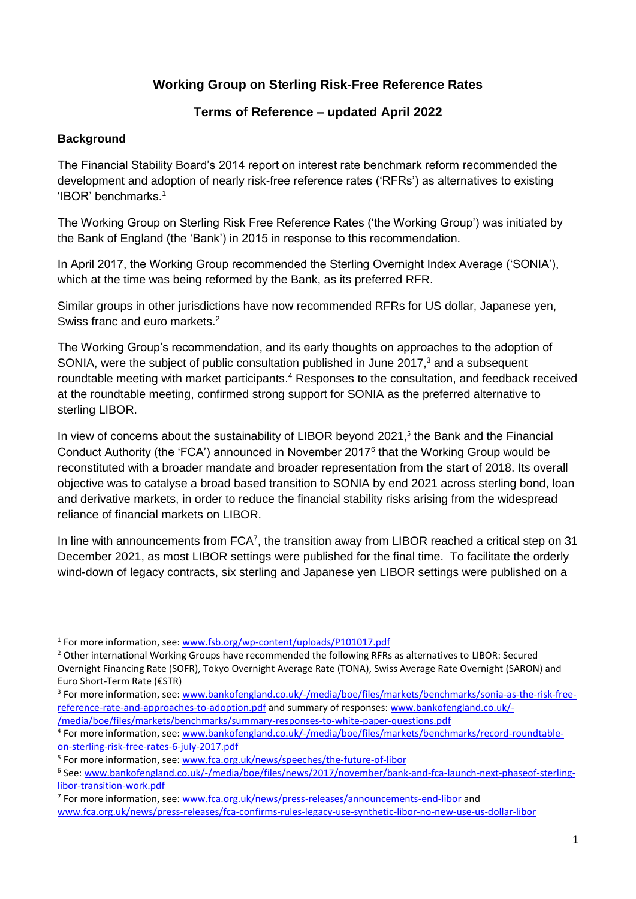# Working Group on Sterling Risk-Free Reference Rates

## Terms of Reference – updated April 2022

### Background

The Financial Stability Board's 2014 report on interest rate benchmark reform recommended the development and adoption of nearly risk-free reference rates ('RFRs') as alternatives to existing 'IBOR' benchmarks.[1]

The Working Group on Sterling Risk Free Reference Rates ('the Working Group') was initiated by the Bank of England (the 'Bank') in 2015 in response to this recommendation.

In April 2017, the Working Group recommended the Sterling Overnight Index Average ('SONIA'), which at the time was being reformed by the Bank, as its preferred RFR.

Similar groups in other jurisdictions have now recommended RFRs for US dollar, Japanese yen, Swiss franc and euro markets.[2]

The Working Group's recommendation, and its early thoughts on approaches to the adoption of SONIA, were the subject of public consultation published in June 2017,[3] and a subsequent roundtable meeting with market participants.[4] Responses to the consultation, and feedback received at the roundtable meeting, confirmed strong support for SONIA as the preferred alternative to sterling LIBOR.

In view of concerns about the sustainability of LIBOR beyond 2021,[5] the Bank and the Financial Conduct Authority (the 'FCA') announced in November 2017[6] that the Working Group would be reconstituted with a broader mandate and broader representation from the start of 2018. Its overall objective was to catalyse a broad based transition to SONIA by end 2021 across sterling bond, loan and derivative markets, in order to reduce the financial stability risks arising from the widespread reliance of financial markets on LIBOR.

In line with announcements from FCA[7], the transition away from LIBOR reached a critical step on 31 December 2021, as most LIBOR settings were published for the final time. To facilitate the orderly wind-down of legacy contracts, six sterling and Japanese yen LIBOR settings were published on a

---

[1] For more information, see: www.fsb.org/wp-content/uploads/P101017.pdf

[2] Other international Working Groups have recommended the following RFRs as alternatives to LIBOR: Secured Overnight Financing Rate (SOFR), Tokyo Overnight Average Rate (TONA), Swiss Average Rate Overnight (SARON) and Euro Short-Term Rate (€STR)

[3] For more information, see: www.bankofengland.co.uk/-/media/boe/files/markets/benchmarks/sonia-as-the-risk-free-reference-rate-and-approaches-to-adoption.pdf and summary of responses: www.bankofengland.co.uk/-/media/boe/files/markets/benchmarks/summary-responses-to-white-paper-questions.pdf

[4] For more information, see: www.bankofengland.co.uk/-/media/boe/files/markets/benchmarks/record-roundtable-on-sterling-risk-free-rates-6-july-2017.pdf

[5] For more information, see: www.fca.org.uk/news/speeches/the-future-of-libor

[6] See: www.bankofengland.co.uk/-/media/boe/files/news/2017/november/bank-and-fca-launch-next-phaseof-sterling-libor-transition-work.pdf

[7] For more information, see: www.fca.org.uk/news/press-releases/announcements-end-libor and www.fca.org.uk/news/press-releases/fca-confirms-rules-legacy-use-synthetic-libor-no-new-use-us-dollar-libor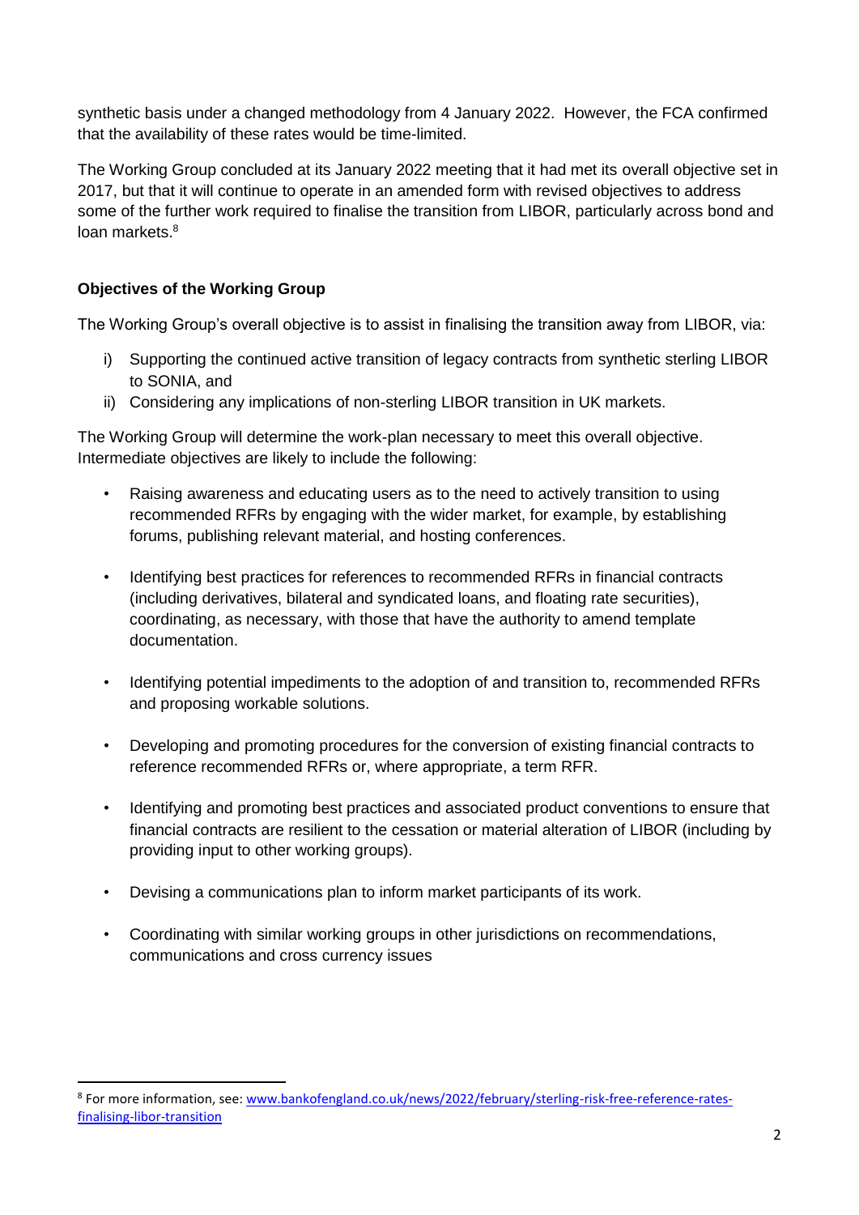synthetic basis under a changed methodology from 4 January 2022. However, the FCA confirmed that the availability of these rates would be time-limited.

The Working Group concluded at its January 2022 meeting that it had met its overall objective set in 2017, but that it will continue to operate in an amended form with revised objectives to address some of the further work required to finalise the transition from LIBOR, particularly across bond and loan markets.[8]

**Objectives of the Working Group**

The Working Group's overall objective is to assist in finalising the transition away from LIBOR, via:

i) Supporting the continued active transition of legacy contracts from synthetic sterling LIBOR to SONIA, and
ii) Considering any implications of non-sterling LIBOR transition in UK markets.

The Working Group will determine the work-plan necessary to meet this overall objective. Intermediate objectives are likely to include the following:

- Raising awareness and educating users as to the need to actively transition to using recommended RFRs by engaging with the wider market, for example, by establishing forums, publishing relevant material, and hosting conferences.
- Identifying best practices for references to recommended RFRs in financial contracts (including derivatives, bilateral and syndicated loans, and floating rate securities), coordinating, as necessary, with those that have the authority to amend template documentation.
- Identifying potential impediments to the adoption of and transition to, recommended RFRs and proposing workable solutions.
- Developing and promoting procedures for the conversion of existing financial contracts to reference recommended RFRs or, where appropriate, a term RFR.
- Identifying and promoting best practices and associated product conventions to ensure that financial contracts are resilient to the cessation or material alteration of LIBOR (including by providing input to other working groups).
- Devising a communications plan to inform market participants of its work.
- Coordinating with similar working groups in other jurisdictions on recommendations, communications and cross currency issues

---

[8] For more information, see: www.bankofengland.co.uk/news/2022/february/sterling-risk-free-reference-rates-finalising-libor-transition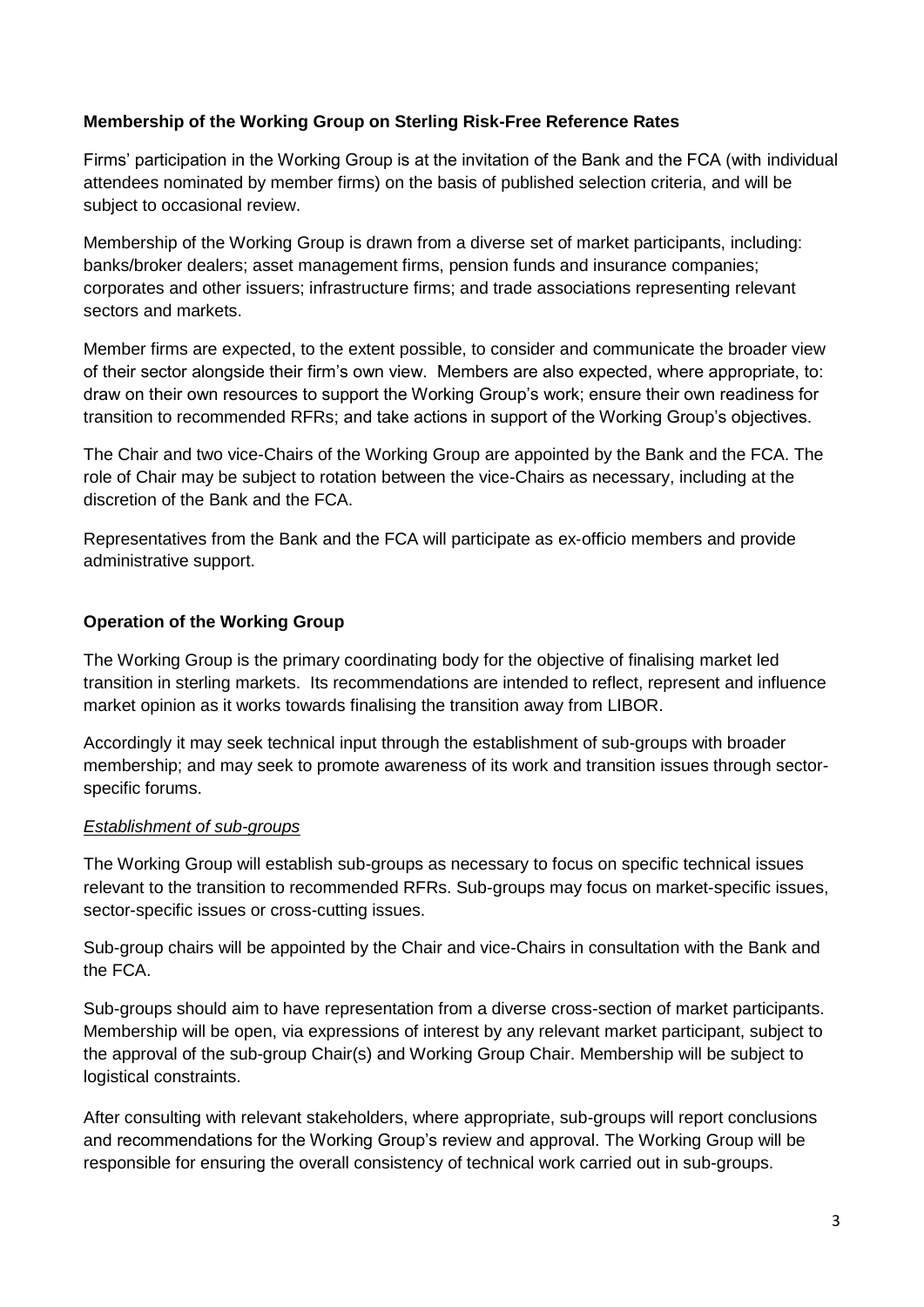**Membership of the Working Group on Sterling Risk-Free Reference Rates**

Firms' participation in the Working Group is at the invitation of the Bank and the FCA (with individual attendees nominated by member firms) on the basis of published selection criteria, and will be subject to occasional review.

Membership of the Working Group is drawn from a diverse set of market participants, including: banks/broker dealers; asset management firms, pension funds and insurance companies; corporates and other issuers; infrastructure firms; and trade associations representing relevant sectors and markets.

Member firms are expected, to the extent possible, to consider and communicate the broader view of their sector alongside their firm's own view. Members are also expected, where appropriate, to: draw on their own resources to support the Working Group's work; ensure their own readiness for transition to recommended RFRs; and take actions in support of the Working Group's objectives.

The Chair and two vice-Chairs of the Working Group are appointed by the Bank and the FCA. The role of Chair may be subject to rotation between the vice-Chairs as necessary, including at the discretion of the Bank and the FCA.

Representatives from the Bank and the FCA will participate as ex-officio members and provide administrative support.

**Operation of the Working Group**

The Working Group is the primary coordinating body for the objective of finalising market led transition in sterling markets. Its recommendations are intended to reflect, represent and influence market opinion as it works towards finalising the transition away from LIBOR.

Accordingly it may seek technical input through the establishment of sub-groups with broader membership; and may seek to promote awareness of its work and transition issues through sector-specific forums.

*Establishment of sub-groups*

The Working Group will establish sub-groups as necessary to focus on specific technical issues relevant to the transition to recommended RFRs. Sub-groups may focus on market-specific issues, sector-specific issues or cross-cutting issues.

Sub-group chairs will be appointed by the Chair and vice-Chairs in consultation with the Bank and the FCA.

Sub-groups should aim to have representation from a diverse cross-section of market participants. Membership will be open, via expressions of interest by any relevant market participant, subject to the approval of the sub-group Chair(s) and Working Group Chair. Membership will be subject to logistical constraints.

After consulting with relevant stakeholders, where appropriate, sub-groups will report conclusions and recommendations for the Working Group's review and approval. The Working Group will be responsible for ensuring the overall consistency of technical work carried out in sub-groups.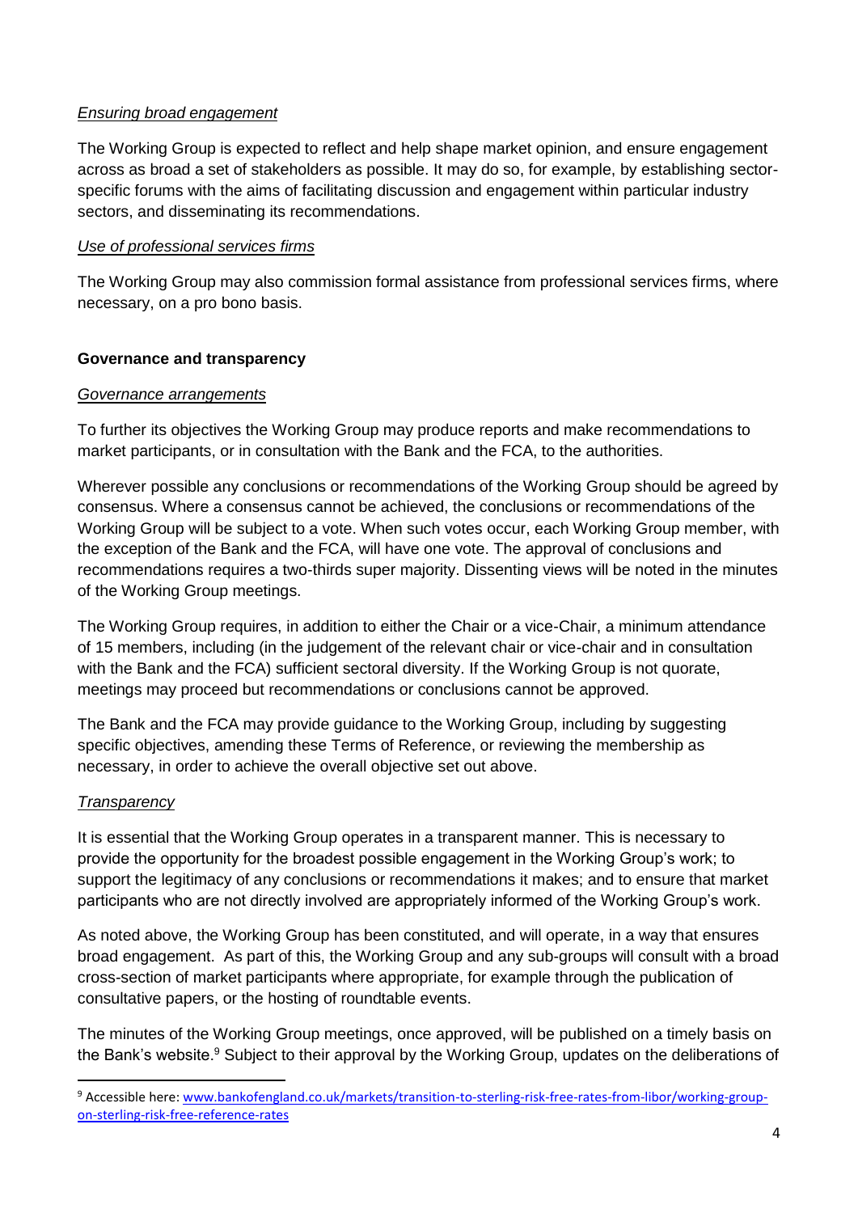*Ensuring broad engagement*

The Working Group is expected to reflect and help shape market opinion, and ensure engagement across as broad a set of stakeholders as possible. It may do so, for example, by establishing sector-specific forums with the aims of facilitating discussion and engagement within particular industry sectors, and disseminating its recommendations.

*Use of professional services firms*

The Working Group may also commission formal assistance from professional services firms, where necessary, on a pro bono basis.

**Governance and transparency**

*Governance arrangements*

To further its objectives the Working Group may produce reports and make recommendations to market participants, or in consultation with the Bank and the FCA, to the authorities.

Wherever possible any conclusions or recommendations of the Working Group should be agreed by consensus. Where a consensus cannot be achieved, the conclusions or recommendations of the Working Group will be subject to a vote. When such votes occur, each Working Group member, with the exception of the Bank and the FCA, will have one vote. The approval of conclusions and recommendations requires a two-thirds super majority. Dissenting views will be noted in the minutes of the Working Group meetings.

The Working Group requires, in addition to either the Chair or a vice-Chair, a minimum attendance of 15 members, including (in the judgement of the relevant chair or vice-chair and in consultation with the Bank and the FCA) sufficient sectoral diversity. If the Working Group is not quorate, meetings may proceed but recommendations or conclusions cannot be approved.

The Bank and the FCA may provide guidance to the Working Group, including by suggesting specific objectives, amending these Terms of Reference, or reviewing the membership as necessary, in order to achieve the overall objective set out above.

*Transparency*

It is essential that the Working Group operates in a transparent manner. This is necessary to provide the opportunity for the broadest possible engagement in the Working Group's work; to support the legitimacy of any conclusions or recommendations it makes; and to ensure that market participants who are not directly involved are appropriately informed of the Working Group's work.

As noted above, the Working Group has been constituted, and will operate, in a way that ensures broad engagement. As part of this, the Working Group and any sub-groups will consult with a broad cross-section of market participants where appropriate, for example through the publication of consultative papers, or the hosting of roundtable events.

The minutes of the Working Group meetings, once approved, will be published on a timely basis on the Bank's website.[9] Subject to their approval by the Working Group, updates on the deliberations of

[9] Accessible here: www.bankofengland.co.uk/markets/transition-to-sterling-risk-free-rates-from-libor/working-group-on-sterling-risk-free-reference-rates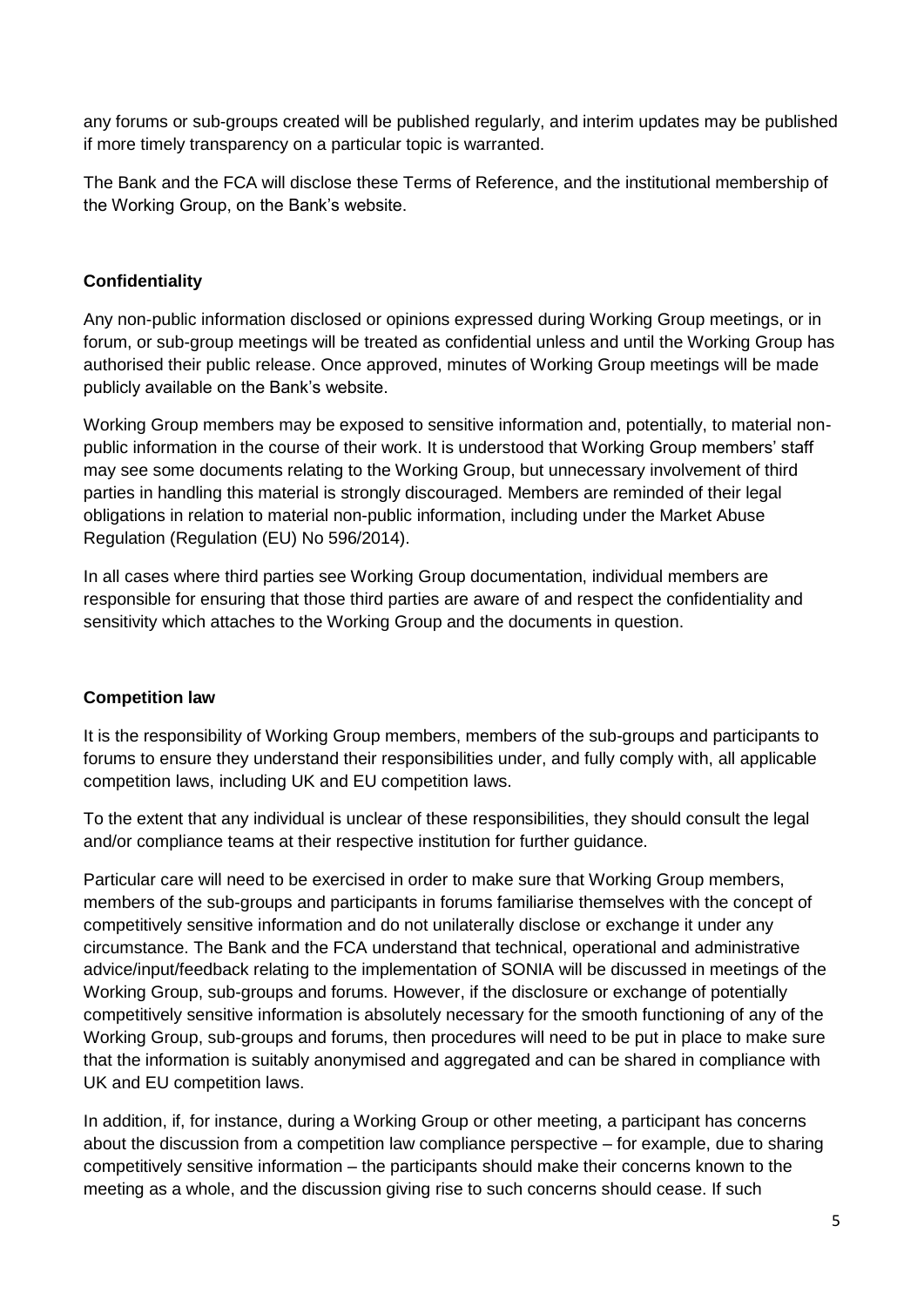any forums or sub-groups created will be published regularly, and interim updates may be published if more timely transparency on a particular topic is warranted.

The Bank and the FCA will disclose these Terms of Reference, and the institutional membership of the Working Group, on the Bank's website.

**Confidentiality**

Any non-public information disclosed or opinions expressed during Working Group meetings, or in forum, or sub-group meetings will be treated as confidential unless and until the Working Group has authorised their public release. Once approved, minutes of Working Group meetings will be made publicly available on the Bank's website.

Working Group members may be exposed to sensitive information and, potentially, to material non-public information in the course of their work. It is understood that Working Group members' staff may see some documents relating to the Working Group, but unnecessary involvement of third parties in handling this material is strongly discouraged. Members are reminded of their legal obligations in relation to material non-public information, including under the Market Abuse Regulation (Regulation (EU) No 596/2014).

In all cases where third parties see Working Group documentation, individual members are responsible for ensuring that those third parties are aware of and respect the confidentiality and sensitivity which attaches to the Working Group and the documents in question.

**Competition law**

It is the responsibility of Working Group members, members of the sub-groups and participants to forums to ensure they understand their responsibilities under, and fully comply with, all applicable competition laws, including UK and EU competition laws.

To the extent that any individual is unclear of these responsibilities, they should consult the legal and/or compliance teams at their respective institution for further guidance.

Particular care will need to be exercised in order to make sure that Working Group members, members of the sub-groups and participants in forums familiarise themselves with the concept of competitively sensitive information and do not unilaterally disclose or exchange it under any circumstance. The Bank and the FCA understand that technical, operational and administrative advice/input/feedback relating to the implementation of SONIA will be discussed in meetings of the Working Group, sub-groups and forums. However, if the disclosure or exchange of potentially competitively sensitive information is absolutely necessary for the smooth functioning of any of the Working Group, sub-groups and forums, then procedures will need to be put in place to make sure that the information is suitably anonymised and aggregated and can be shared in compliance with UK and EU competition laws.

In addition, if, for instance, during a Working Group or other meeting, a participant has concerns about the discussion from a competition law compliance perspective – for example, due to sharing competitively sensitive information – the participants should make their concerns known to the meeting as a whole, and the discussion giving rise to such concerns should cease. If such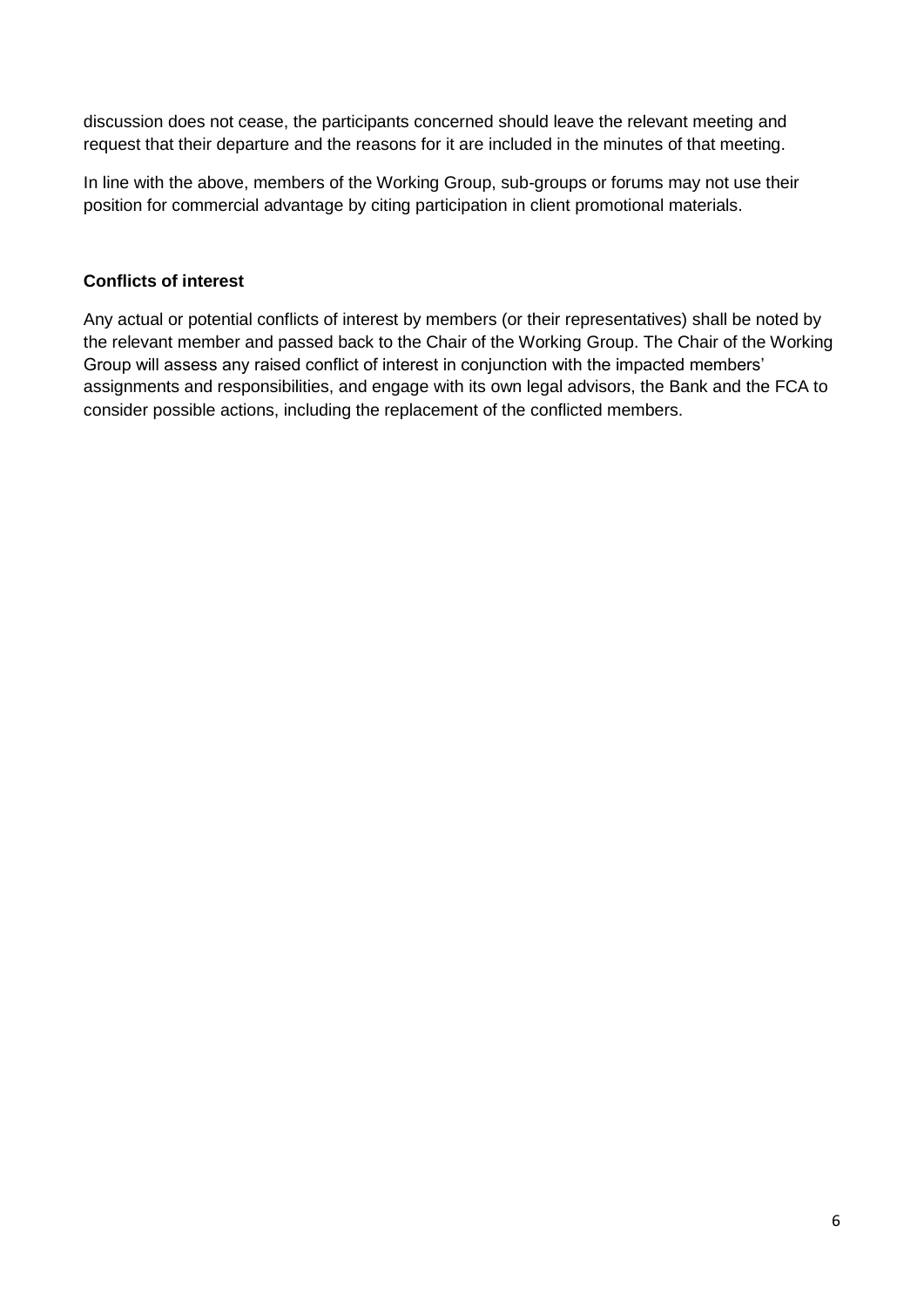discussion does not cease, the participants concerned should leave the relevant meeting and request that their departure and the reasons for it are included in the minutes of that meeting.

In line with the above, members of the Working Group, sub-groups or forums may not use their position for commercial advantage by citing participation in client promotional materials.

**Conflicts of interest**

Any actual or potential conflicts of interest by members (or their representatives) shall be noted by the relevant member and passed back to the Chair of the Working Group. The Chair of the Working Group will assess any raised conflict of interest in conjunction with the impacted members' assignments and responsibilities, and engage with its own legal advisors, the Bank and the FCA to consider possible actions, including the replacement of the conflicted members.